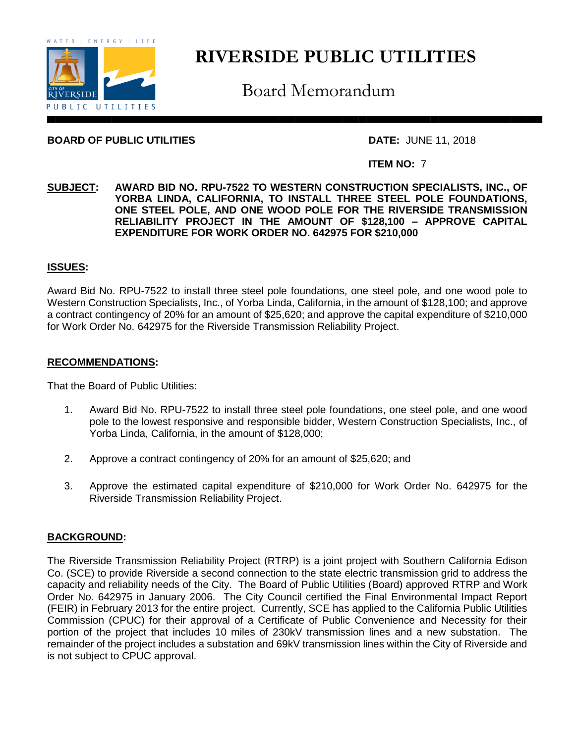# RIVERSIDE PUBLIC UTILITIES

## Board Memorandum

**BOARD OF PUBLIC UTILITIES**

**DATE:** JUNE 11, 2018

**ITEM NO:** 7

**SUBJECT:** **AWARD BID NO. RPU-7522 TO WESTERN CONSTRUCTION SPECIALISTS, INC., OF YORBA LINDA, CALIFORNIA, TO INSTALL THREE STEEL POLE FOUNDATIONS, ONE STEEL POLE, AND ONE WOOD POLE FOR THE RIVERSIDE TRANSMISSION RELIABILITY PROJECT IN THE AMOUNT OF $128,100 – APPROVE CAPITAL EXPENDITURE FOR WORK ORDER NO. 642975 FOR $210,000**

### ISSUES:

Award Bid No. RPU-7522 to install three steel pole foundations, one steel pole, and one wood pole to Western Construction Specialists, Inc., of Yorba Linda, California, in the amount of $128,100; and approve a contract contingency of 20% for an amount of $25,620; and approve the capital expenditure of $210,000 for Work Order No. 642975 for the Riverside Transmission Reliability Project.

### RECOMMENDATIONS:

That the Board of Public Utilities:

1. Award Bid No. RPU-7522 to install three steel pole foundations, one steel pole, and one wood pole to the lowest responsive and responsible bidder, Western Construction Specialists, Inc., of Yorba Linda, California, in the amount of $128,000;
2. Approve a contract contingency of 20% for an amount of $25,620; and
3. Approve the estimated capital expenditure of $210,000 for Work Order No. 642975 for the Riverside Transmission Reliability Project.

### BACKGROUND:

The Riverside Transmission Reliability Project (RTRP) is a joint project with Southern California Edison Co. (SCE) to provide Riverside a second connection to the state electric transmission grid to address the capacity and reliability needs of the City. The Board of Public Utilities (Board) approved RTRP and Work Order No. 642975 in January 2006. The City Council certified the Final Environmental Impact Report (FEIR) in February 2013 for the entire project. Currently, SCE has applied to the California Public Utilities Commission (CPUC) for their approval of a Certificate of Public Convenience and Necessity for their portion of the project that includes 10 miles of 230kV transmission lines and a new substation. The remainder of the project includes a substation and 69kV transmission lines within the City of Riverside and is not subject to CPUC approval.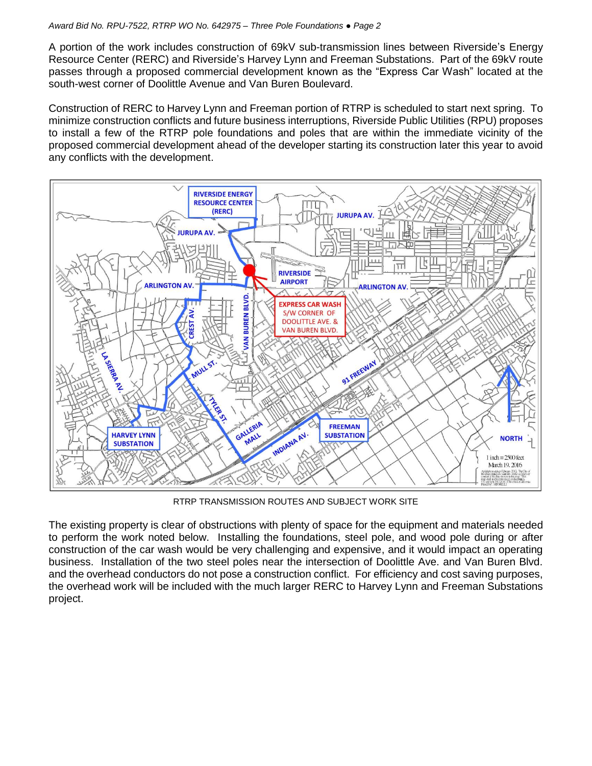A portion of the work includes construction of 69kV sub-transmission lines between Riverside's Energy Resource Center (RERC) and Riverside's Harvey Lynn and Freeman Substations. Part of the 69kV route passes through a proposed commercial development known as the "Express Car Wash" located at the south-west corner of Doolittle Avenue and Van Buren Boulevard.

Construction of RERC to Harvey Lynn and Freeman portion of RTRP is scheduled to start next spring. To minimize construction conflicts and future business interruptions, Riverside Public Utilities (RPU) proposes to install a few of the RTRP pole foundations and poles that are within the immediate vicinity of the proposed commercial development ahead of the developer starting its construction later this year to avoid any conflicts with the development.

RTRP TRANSMISSION ROUTES AND SUBJECT WORK SITE

The existing property is clear of obstructions with plenty of space for the equipment and materials needed to perform the work noted below. Installing the foundations, steel pole, and wood pole during or after construction of the car wash would be very challenging and expensive, and it would impact an operating business. Installation of the two steel poles near the intersection of Doolittle Ave. and Van Buren Blvd. and the overhead conductors do not pose a construction conflict. For efficiency and cost saving purposes, the overhead work will be included with the much larger RERC to Harvey Lynn and Freeman Substations project.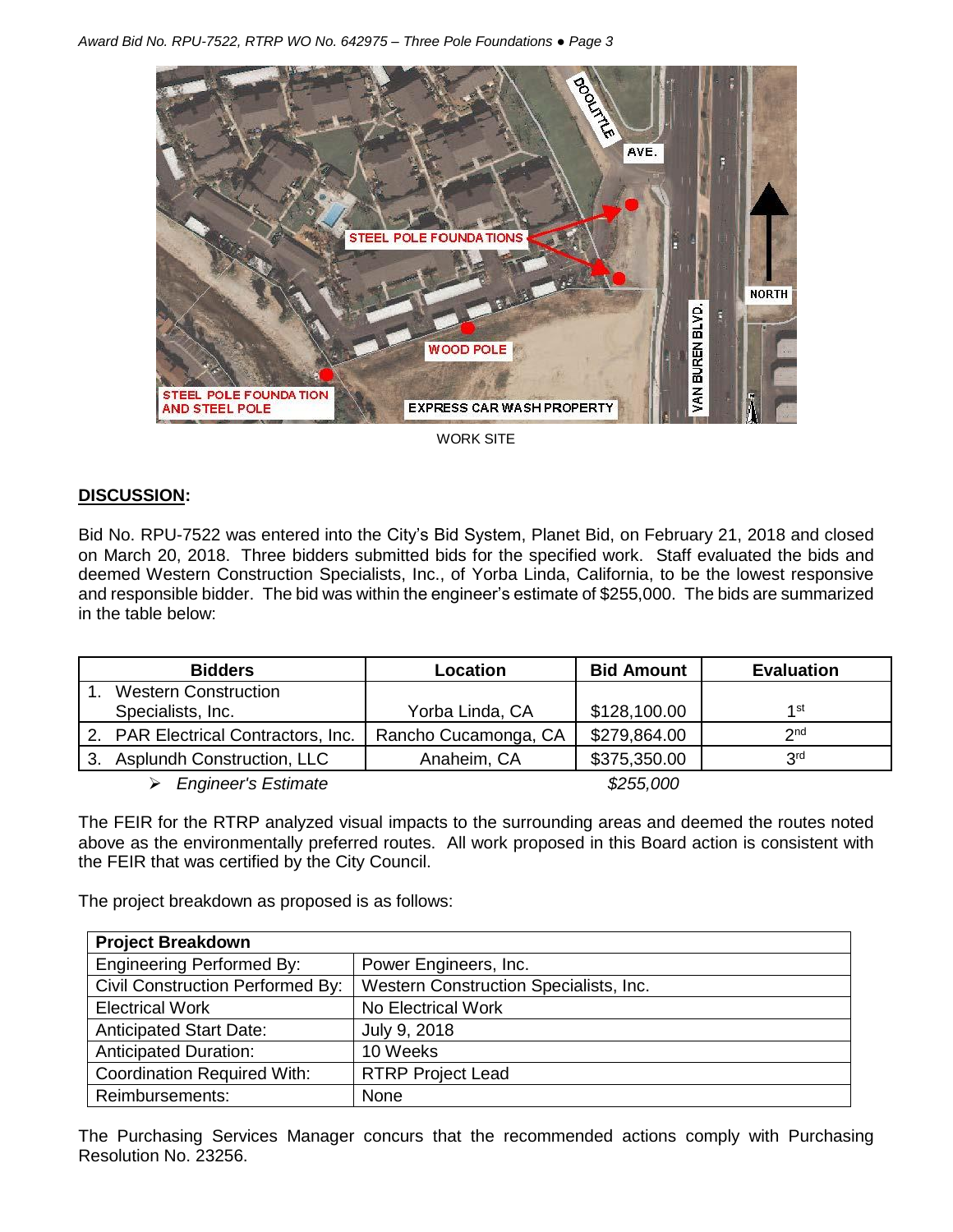WORK SITE

## DISCUSSION:

Bid No. RPU-7522 was entered into the City's Bid System, Planet Bid, on February 21, 2018 and closed on March 20, 2018. Three bidders submitted bids for the specified work. Staff evaluated the bids and deemed Western Construction Specialists, Inc., of Yorba Linda, California, to be the lowest responsive and responsible bidder. The bid was within the engineer's estimate of $255,000. The bids are summarized in the table below:

| Bidders | Location | Bid Amount | Evaluation |
|---|---|---|---|
| 1. Western Construction Specialists, Inc. | Yorba Linda, CA | $128,100.00 | 1st |
| 2. PAR Electrical Contractors, Inc. | Rancho Cucamonga, CA | $279,864.00 | 2nd |
| 3. Asplundh Construction, LLC | Anaheim, CA | $375,350.00 | 3rd |
| ➢ *Engineer's Estimate* | | *$255,000* | |

The FEIR for the RTRP analyzed visual impacts to the surrounding areas and deemed the routes noted above as the environmentally preferred routes. All work proposed in this Board action is consistent with the FEIR that was certified by the City Council.

The project breakdown as proposed is as follows:

| **Project Breakdown** | |
|---|---|
| Engineering Performed By: | Power Engineers, Inc. |
| Civil Construction Performed By: | Western Construction Specialists, Inc. |
| Electrical Work | No Electrical Work |
| Anticipated Start Date: | July 9, 2018 |
| Anticipated Duration: | 10 Weeks |
| Coordination Required With: | RTRP Project Lead |
| Reimbursements: | None |

The Purchasing Services Manager concurs that the recommended actions comply with Purchasing Resolution No. 23256.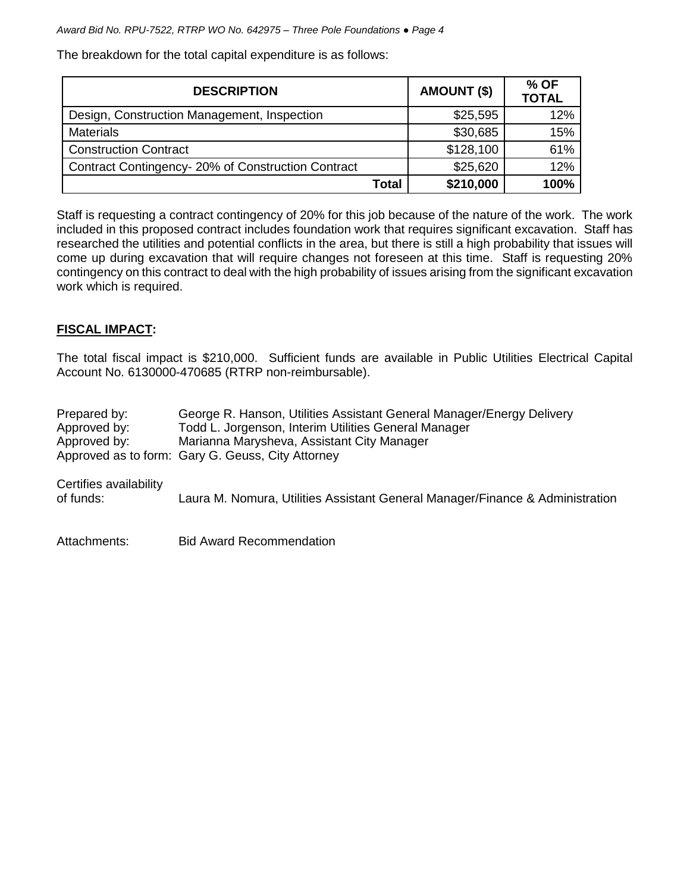The breakdown for the total capital expenditure is as follows:

| DESCRIPTION | AMOUNT ($) | % OF TOTAL |
|---|---|---|
| Design, Construction Management, Inspection | $25,595 | 12% |
| Materials | $30,685 | 15% |
| Construction Contract | $128,100 | 61% |
| Contract Contingency- 20% of Construction Contract | $25,620 | 12% |
| **Total** | **$210,000** | **100%** |

Staff is requesting a contract contingency of 20% for this job because of the nature of the work. The work included in this proposed contract includes foundation work that requires significant excavation. Staff has researched the utilities and potential conflicts in the area, but there is still a high probability that issues will come up during excavation that will require changes not foreseen at this time. Staff is requesting 20% contingency on this contract to deal with the high probability of issues arising from the significant excavation work which is required.

## FISCAL IMPACT:

The total fiscal impact is $210,000. Sufficient funds are available in Public Utilities Electrical Capital Account No. 6130000-470685 (RTRP non-reimbursable).

Prepared by: George R. Hanson, Utilities Assistant General Manager/Energy Delivery
Approved by: Todd L. Jorgenson, Interim Utilities General Manager
Approved by: Marianna Marysheva, Assistant City Manager
Approved as to form: Gary G. Geuss, City Attorney

Certifies availability of funds: Laura M. Nomura, Utilities Assistant General Manager/Finance & Administration

Attachments: Bid Award Recommendation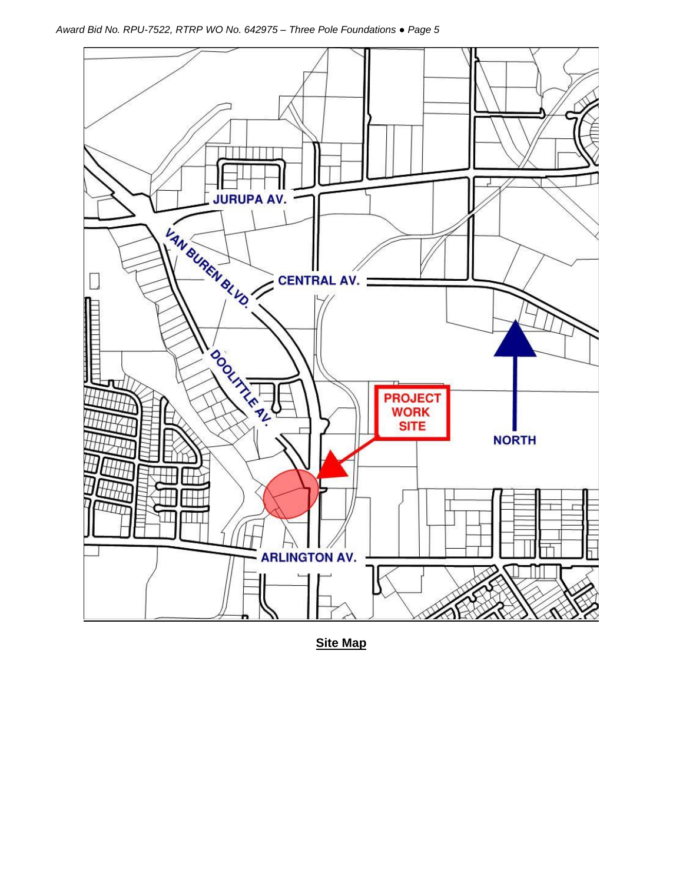JURUPA AV.

VAN BUREN BLVD.

CENTRAL AV.

DOOLITTLE AV.

PROJECT WORK SITE

NORTH

ARLINGTON AV.

**Site Map**